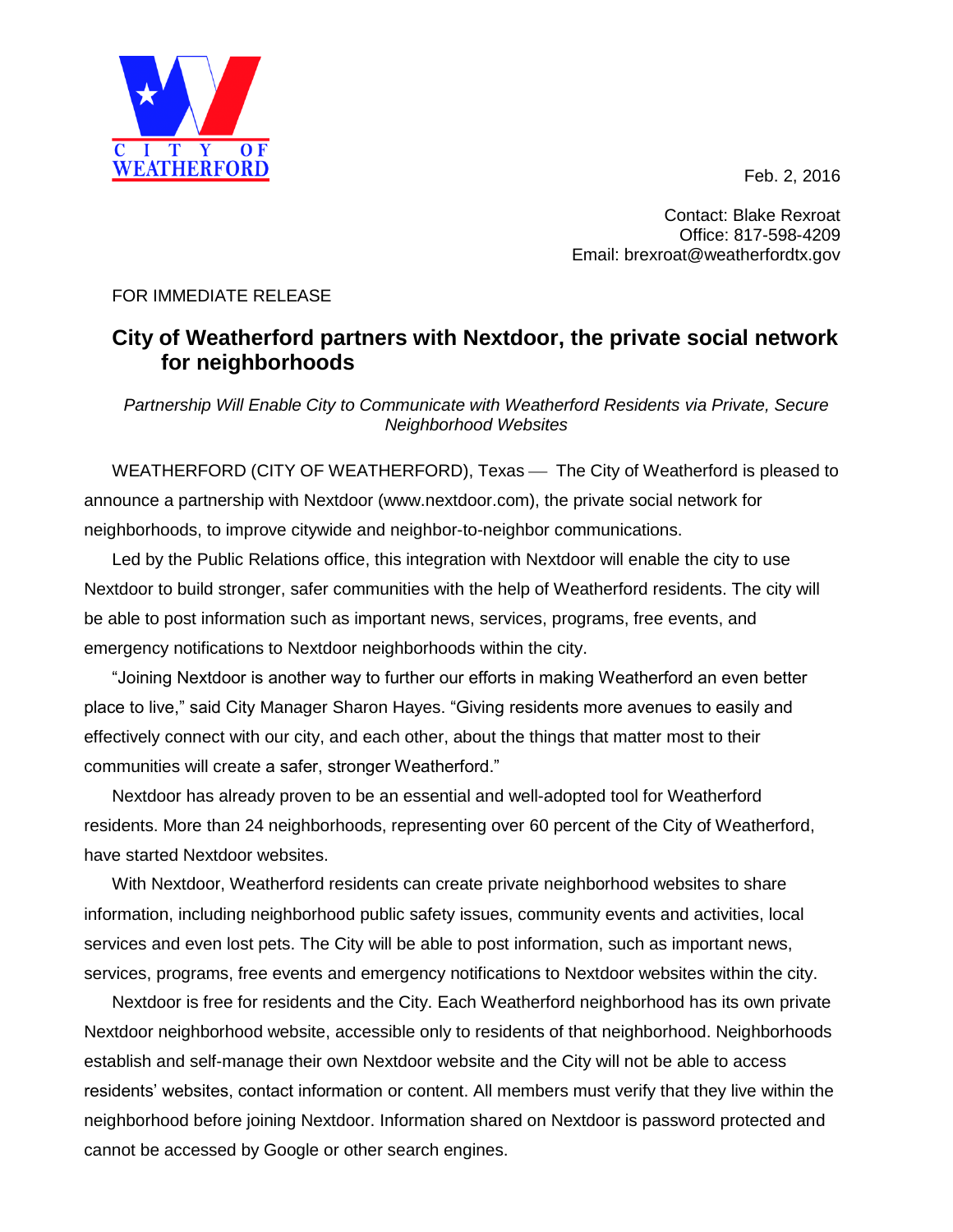CITY OF WEATHERFORD

Feb. 2, 2016

Contact: Blake Rexroat
Office: 817-598-4209
Email: brexroat@weatherfordtx.gov

FOR IMMEDIATE RELEASE

## City of Weatherford partners with Nextdoor, the private social network for neighborhoods

*Partnership Will Enable City to Communicate with Weatherford Residents via Private, Secure Neighborhood Websites*

WEATHERFORD (CITY OF WEATHERFORD), Texas — The City of Weatherford is pleased to announce a partnership with Nextdoor (www.nextdoor.com), the private social network for neighborhoods, to improve citywide and neighbor-to-neighbor communications.

Led by the Public Relations office, this integration with Nextdoor will enable the city to use Nextdoor to build stronger, safer communities with the help of Weatherford residents. The city will be able to post information such as important news, services, programs, free events, and emergency notifications to Nextdoor neighborhoods within the city.

"Joining Nextdoor is another way to further our efforts in making Weatherford an even better place to live," said City Manager Sharon Hayes. "Giving residents more avenues to easily and effectively connect with our city, and each other, about the things that matter most to their communities will create a safer, stronger Weatherford."

Nextdoor has already proven to be an essential and well-adopted tool for Weatherford residents. More than 24 neighborhoods, representing over 60 percent of the City of Weatherford, have started Nextdoor websites.

With Nextdoor, Weatherford residents can create private neighborhood websites to share information, including neighborhood public safety issues, community events and activities, local services and even lost pets. The City will be able to post information, such as important news, services, programs, free events and emergency notifications to Nextdoor websites within the city.

Nextdoor is free for residents and the City. Each Weatherford neighborhood has its own private Nextdoor neighborhood website, accessible only to residents of that neighborhood. Neighborhoods establish and self-manage their own Nextdoor website and the City will not be able to access residents' websites, contact information or content. All members must verify that they live within the neighborhood before joining Nextdoor. Information shared on Nextdoor is password protected and cannot be accessed by Google or other search engines.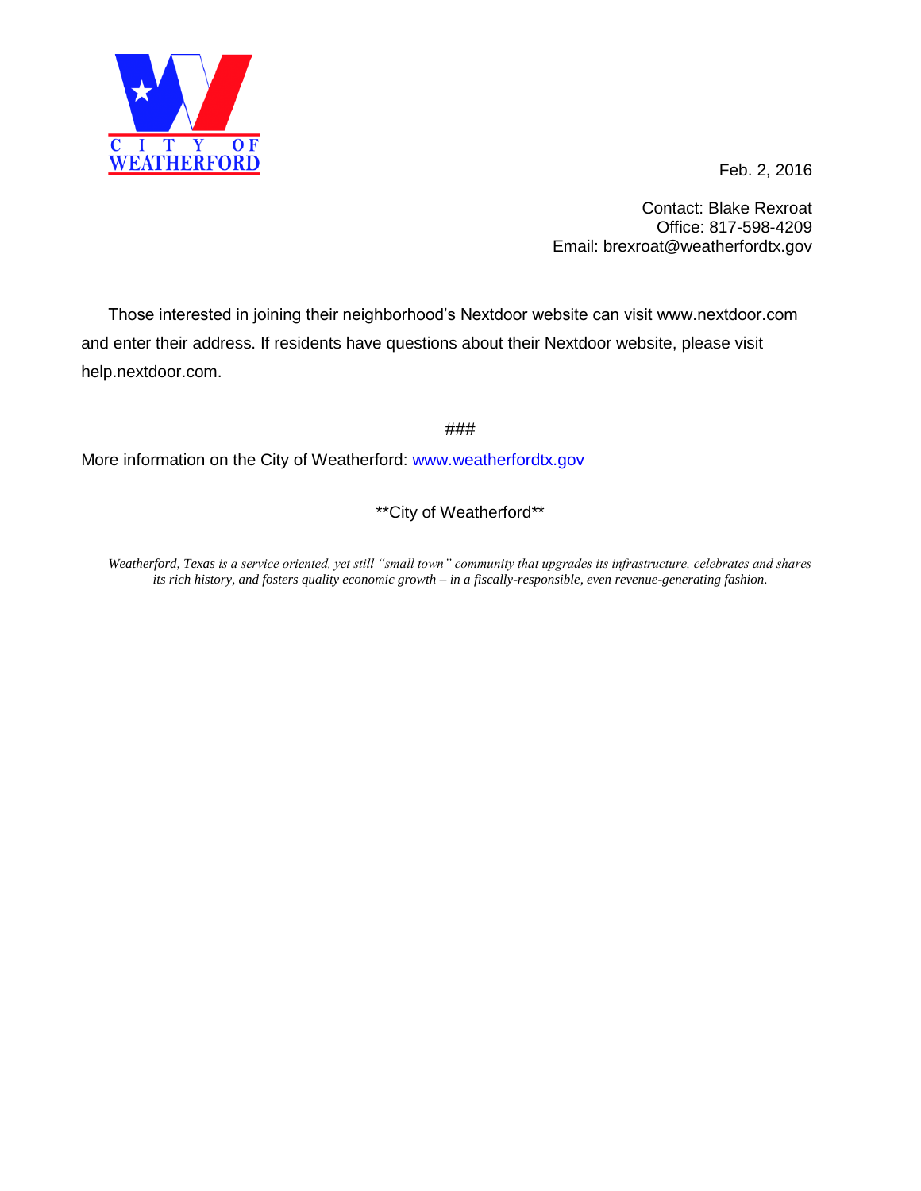CITY OF WEATHERFORD

Feb. 2, 2016

Contact: Blake Rexroat
Office: 817-598-4209
Email: brexroat@weatherfordtx.gov

Those interested in joining their neighborhood's Nextdoor website can visit www.nextdoor.com and enter their address. If residents have questions about their Nextdoor website, please visit help.nextdoor.com.

###

More information on the City of Weatherford: [www.weatherfordtx.gov](http://www.weatherfordtx.gov)

**City of Weatherford**

*Weatherford, Texas is a service oriented, yet still "small town" community that upgrades its infrastructure, celebrates and shares its rich history, and fosters quality economic growth – in a fiscally-responsible, even revenue-generating fashion.*